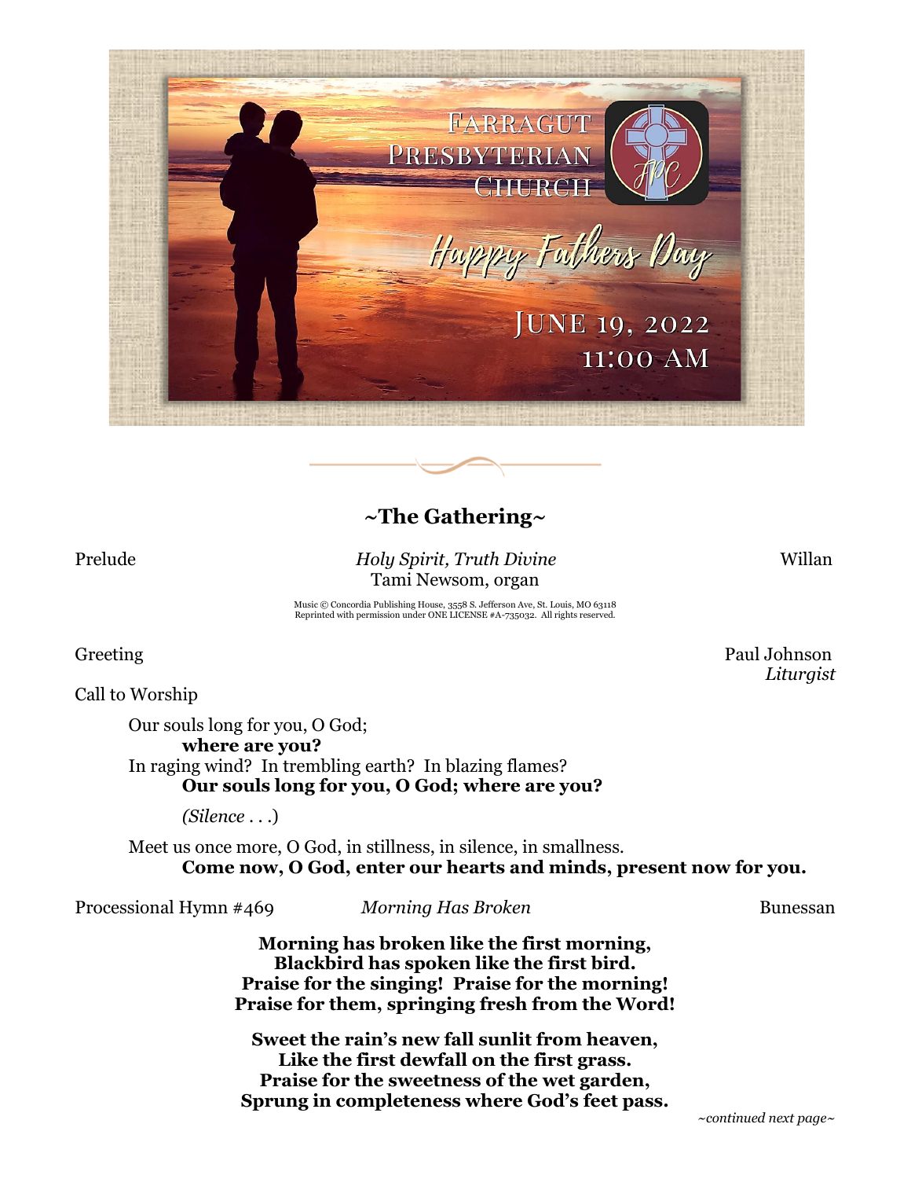# Farragut Presbyterian Church

*Happy Fathers Day*

June 19, 2022
11:00 AM

## ~The Gathering~

Prelude — *Holy Spirit, Truth Divine* — Willan
Tami Newsom, organ

Music © Concordia Publishing House, 3558 S. Jefferson Ave, St. Louis, MO 63118
Reprinted with permission under ONE LICENSE #A-735032. All rights reserved.

Greeting — Paul Johnson, *Liturgist*

Call to Worship

Our souls long for you, O God;
**where are you?**
In raging wind? In trembling earth? In blazing flames?
**Our souls long for you, O God; where are you?**

*(Silence . . .)*

Meet us once more, O God, in stillness, in silence, in smallness.
**Come now, O God, enter our hearts and minds, present now for you.**

Processional Hymn #469 — *Morning Has Broken* — Bunessan

**Morning has broken like the first morning,**
**Blackbird has spoken like the first bird.**
**Praise for the singing! Praise for the morning!**
**Praise for them, springing fresh from the Word!**

**Sweet the rain's new fall sunlit from heaven,**
**Like the first dewfall on the first grass.**
**Praise for the sweetness of the wet garden,**
**Sprung in completeness where God's feet pass.**

*~continued next page~*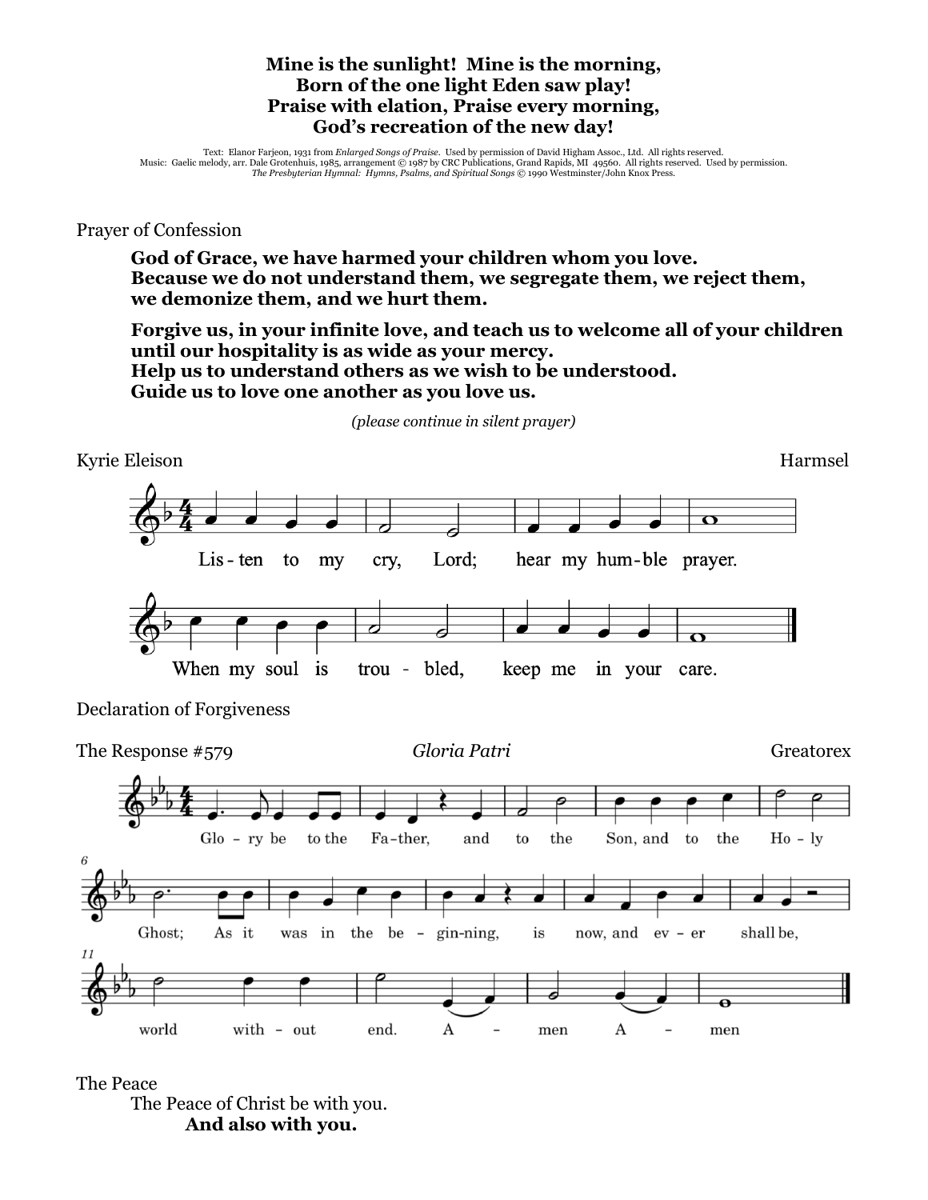**Mine is the sunlight! Mine is the morning,**
**Born of the one light Eden saw play!**
**Praise with elation, Praise every morning,**
**God's recreation of the new day!**

Text: Elanor Farjeon, 1931 from *Enlarged Songs of Praise*. Used by permission of David Higham Assoc., Ltd. All rights reserved.
Music: Gaelic melody, arr. Dale Grotenhuis, 1985, arrangement © 1987 by CRC Publications, Grand Rapids, MI 49560. All rights reserved. Used by permission.
*The Presbyterian Hymnal: Hymns, Psalms, and Spiritual Songs* © 1990 Westminster/John Knox Press.

Prayer of Confession

**God of Grace, we have harmed your children whom you love.**
**Because we do not understand them, we segregate them, we reject them, we demonize them, and we hurt them.**

**Forgive us, in your infinite love, and teach us to welcome all of your children until our hospitality is as wide as your mercy.**
**Help us to understand others as we wish to be understood.**
**Guide us to love one another as you love us.**

*(please continue in silent prayer)*

Kyrie Eleison — Harmsel

Lis-ten to my cry, Lord; hear my hum-ble prayer.
When my soul is trou-bled, keep me in your care.

Declaration of Forgiveness

The Response #579 — *Gloria Patri* — Greatorex

Glo-ry be to the Fa-ther, and to the Son, and to the Ho-ly Ghost; As it was in the be-gin-ning, is now, and ev-er shall be, world with-out end. A-men A-men

The Peace

The Peace of Christ be with you.
**And also with you.**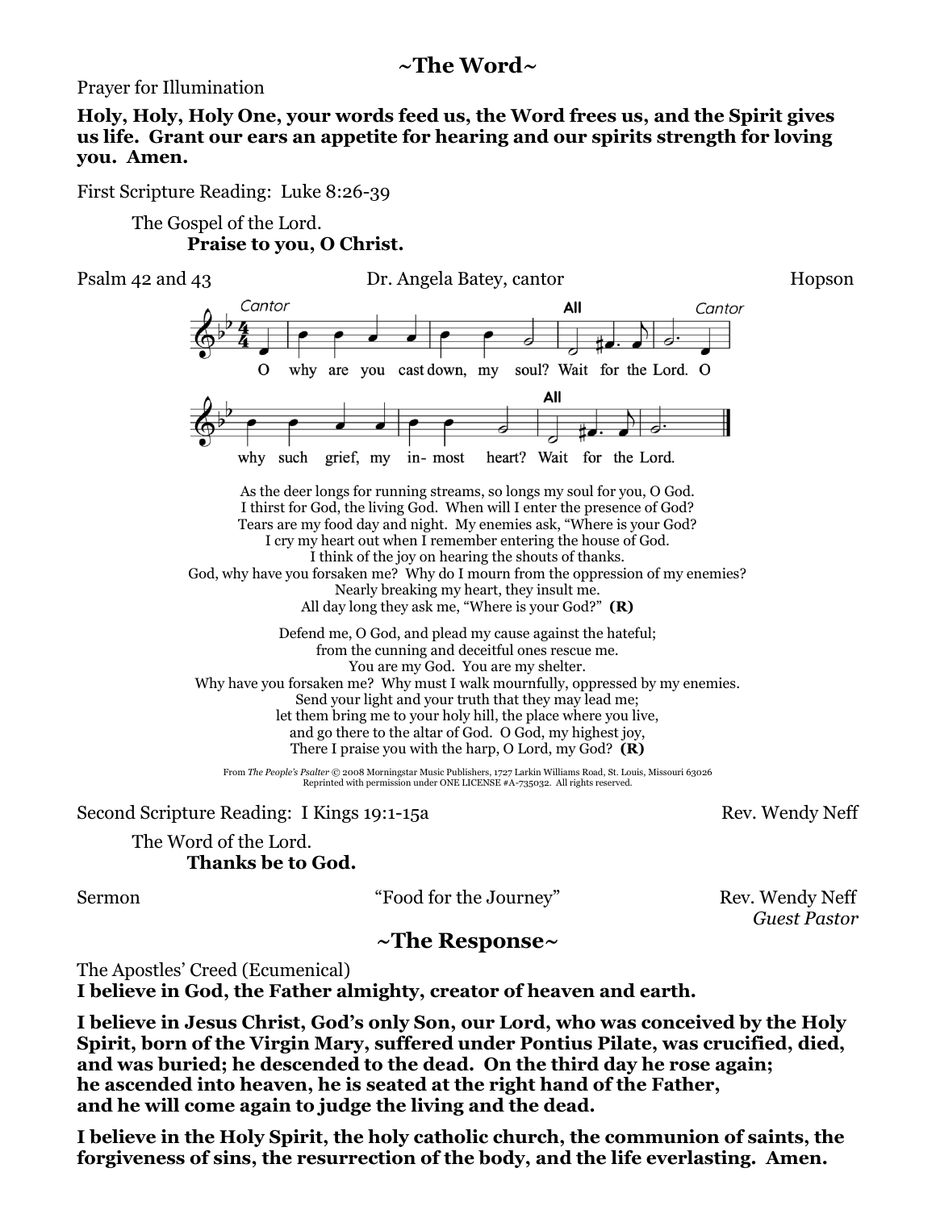## ~The Word~

Prayer for Illumination

**Holy, Holy, Holy One, your words feed us, the Word frees us, and the Spirit gives us life. Grant our ears an appetite for hearing and our spirits strength for loving you. Amen.**

First Scripture Reading: Luke 8:26-39

The Gospel of the Lord.
**Praise to you, O Christ.**

Psalm 42 and 43 Dr. Angela Batey, cantor Hopson

*Cantor* O why are you cast down, my soul? **All** Wait for the Lord. *Cantor* O why such grief, my in- most heart? **All** Wait for the Lord.

As the deer longs for running streams, so longs my soul for you, O God.
I thirst for God, the living God. When will I enter the presence of God?
Tears are my food day and night. My enemies ask, "Where is your God?"
I cry my heart out when I remember entering the house of God.
I think of the joy on hearing the shouts of thanks.
God, why have you forsaken me? Why do I mourn from the oppression of my enemies?
Nearly breaking my heart, they insult me.
All day long they ask me, "Where is your God?" **(R)**

Defend me, O God, and plead my cause against the hateful;
from the cunning and deceitful ones rescue me.
You are my God. You are my shelter.
Why have you forsaken me? Why must I walk mournfully, oppressed by my enemies.
Send your light and your truth that they may lead me;
let them bring me to your holy hill, the place where you live,
and go there to the altar of God. O God, my highest joy,
There I praise you with the harp, O Lord, my God? **(R)**

From *The People's Psalter* © 2008 Morningstar Music Publishers, 1727 Larkin Williams Road, St. Louis, Missouri 63026
Reprinted with permission under ONE LICENSE #A-735032. All rights reserved.

Second Scripture Reading: I Kings 19:1-15a Rev. Wendy Neff

The Word of the Lord.
**Thanks be to God.**

Sermon "Food for the Journey" Rev. Wendy Neff
*Guest Pastor*

## ~The Response~

The Apostles' Creed (Ecumenical)

**I believe in God, the Father almighty, creator of heaven and earth.**

**I believe in Jesus Christ, God's only Son, our Lord, who was conceived by the Holy Spirit, born of the Virgin Mary, suffered under Pontius Pilate, was crucified, died, and was buried; he descended to the dead. On the third day he rose again; he ascended into heaven, he is seated at the right hand of the Father, and he will come again to judge the living and the dead.**

**I believe in the Holy Spirit, the holy catholic church, the communion of saints, the forgiveness of sins, the resurrection of the body, and the life everlasting. Amen.**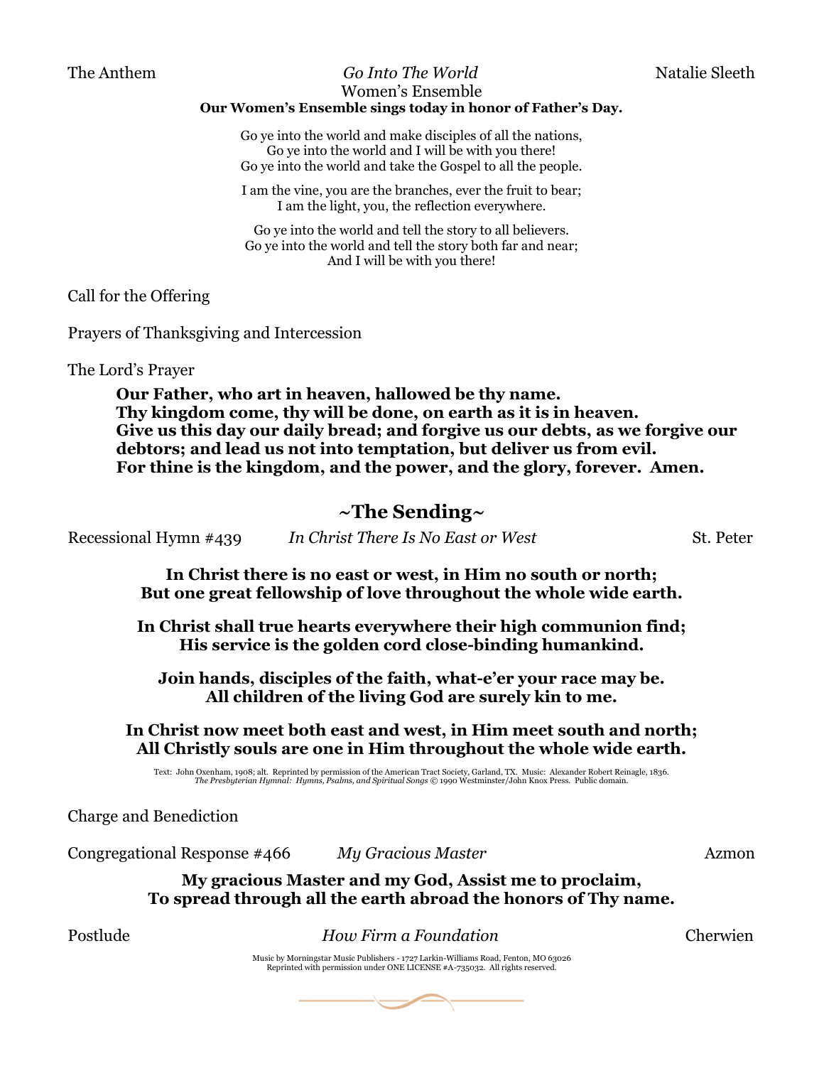The Anthem *Go Into The World* Natalie Sleeth

Women's Ensemble

**Our Women's Ensemble sings today in honor of Father's Day.**

Go ye into the world and make disciples of all the nations,
Go ye into the world and I will be with you there!
Go ye into the world and take the Gospel to all the people.

I am the vine, you are the branches, ever the fruit to bear;
I am the light, you, the reflection everywhere.

Go ye into the world and tell the story to all believers.
Go ye into the world and tell the story both far and near;
And I will be with you there!

Call for the Offering

Prayers of Thanksgiving and Intercession

The Lord's Prayer

**Our Father, who art in heaven, hallowed be thy name.**
**Thy kingdom come, thy will be done, on earth as it is in heaven.**
**Give us this day our daily bread; and forgive us our debts, as we forgive our debtors; and lead us not into temptation, but deliver us from evil.**
**For thine is the kingdom, and the power, and the glory, forever. Amen.**

## ~The Sending~

Recessional Hymn #439 *In Christ There Is No East or West* St. Peter

**In Christ there is no east or west, in Him no south or north;**
**But one great fellowship of love throughout the whole wide earth.**

**In Christ shall true hearts everywhere their high communion find;**
**His service is the golden cord close-binding humankind.**

**Join hands, disciples of the faith, what-e'er your race may be.**
**All children of the living God are surely kin to me.**

**In Christ now meet both east and west, in Him meet south and north;**
**All Christly souls are one in Him throughout the whole wide earth.**

Text: John Oxenham, 1908; alt. Reprinted by permission of the American Tract Society, Garland, TX. Music: Alexander Robert Reinagle, 1836.
*The Presbyterian Hymnal: Hymns, Psalms, and Spiritual Songs* © 1990 Westminster/John Knox Press. Public domain.

Charge and Benediction

Congregational Response #466 *My Gracious Master* Azmon

**My gracious Master and my God, Assist me to proclaim,**
**To spread through all the earth abroad the honors of Thy name.**

Postlude *How Firm a Foundation* Cherwien

Music by Morningstar Music Publishers - 1727 Larkin-Williams Road, Fenton, MO 63026
Reprinted with permission under ONE LICENSE #A-735032. All rights reserved.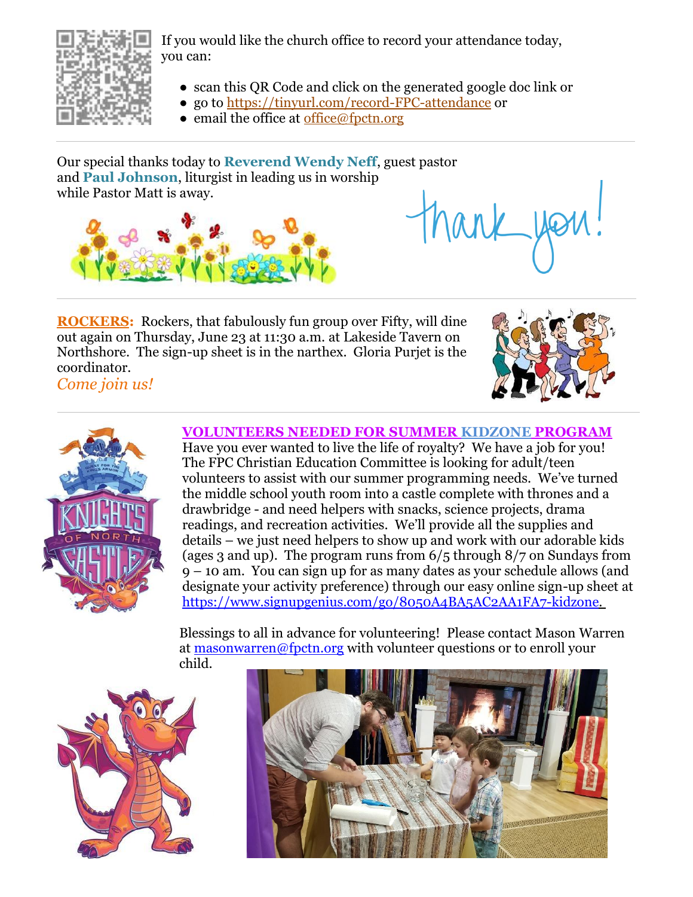If you would like the church office to record your attendance today, you can:

- scan this QR Code and click on the generated google doc link or
- go to https://tinyurl.com/record-FPC-attendance or
- email the office at office@fpctn.org

---

Our special thanks today to **Reverend Wendy Neff**, guest pastor and **Paul Johnson**, liturgist in leading us in worship while Pastor Matt is away.

thank you!

---

**ROCKERS:** Rockers, that fabulously fun group over Fifty, will dine out again on Thursday, June 23 at 11:30 a.m. at Lakeside Tavern on Northshore. The sign-up sheet is in the narthex. Gloria Purjet is the coordinator.

*Come join us!*

---

## VOLUNTEERS NEEDED FOR SUMMER KIDZONE PROGRAM

Have you ever wanted to live the life of royalty? We have a job for you! The FPC Christian Education Committee is looking for adult/teen volunteers to assist with our summer programming needs. We've turned the middle school youth room into a castle complete with thrones and a drawbridge - and need helpers with snacks, science projects, drama readings, and recreation activities. We'll provide all the supplies and details – we just need helpers to show up and work with our adorable kids (ages 3 and up). The program runs from 6/5 through 8/7 on Sundays from 9 – 10 am. You can sign up for as many dates as your schedule allows (and designate your activity preference) through our easy online sign-up sheet at https://www.signupgenius.com/go/8050A4BA5AC2AA1FA7-kidzone.

Blessings to all in advance for volunteering! Please contact Mason Warren at masonwarren@fpctn.org with volunteer questions or to enroll your child.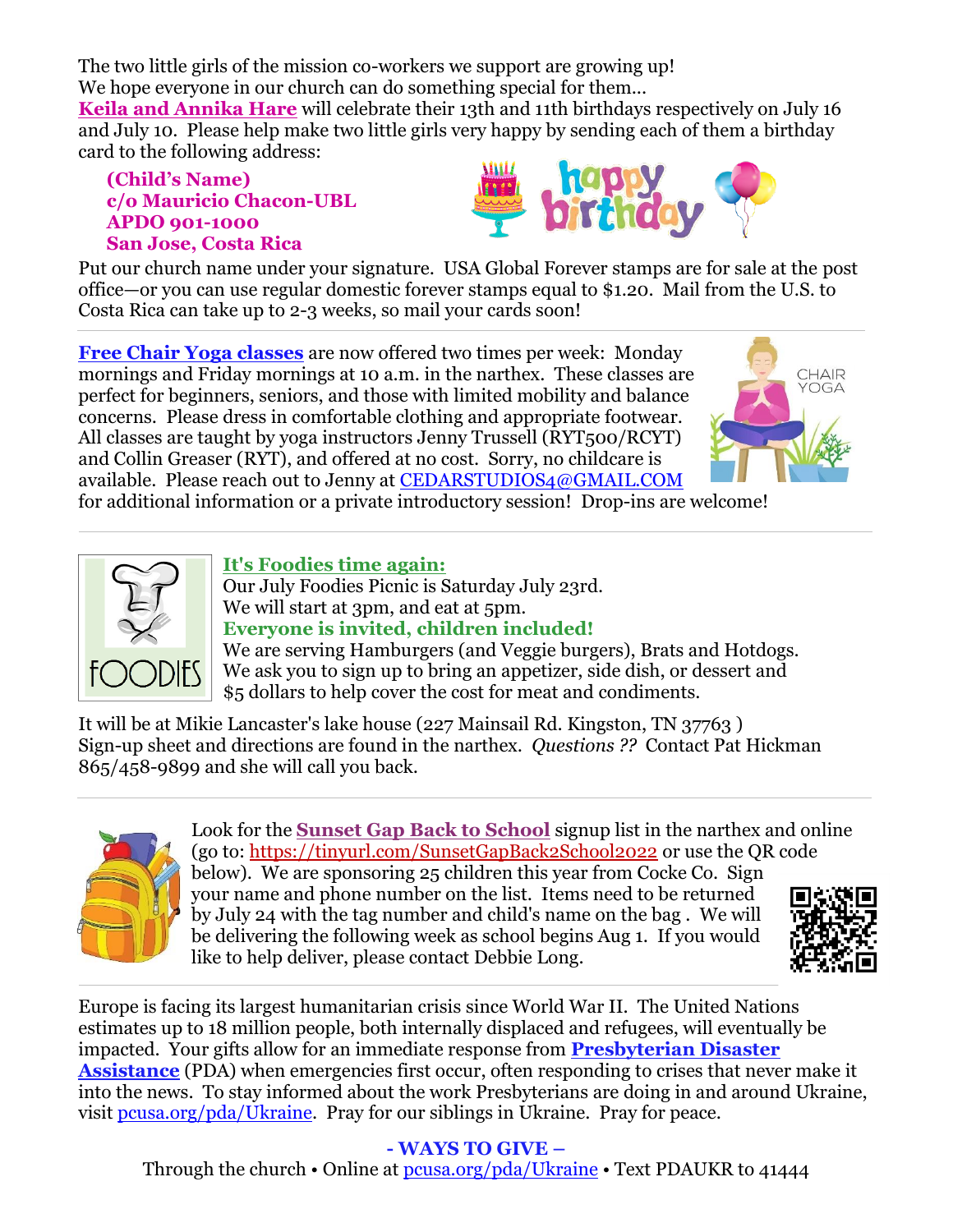The two little girls of the mission co-workers we support are growing up!
We hope everyone in our church can do something special for them…
**Keila and Annika Hare** will celebrate their 13th and 11th birthdays respectively on July 16 and July 10. Please help make two little girls very happy by sending each of them a birthday card to the following address:

**(Child's Name)**
**c/o Mauricio Chacon-UBL**
**APDO 901-1000**
**San Jose, Costa Rica**

Put our church name under your signature. USA Global Forever stamps are for sale at the post office—or you can use regular domestic forever stamps equal to $1.20. Mail from the U.S. to Costa Rica can take up to 2-3 weeks, so mail your cards soon!

---

**Free Chair Yoga classes** are now offered two times per week: Monday mornings and Friday mornings at 10 a.m. in the narthex. These classes are perfect for beginners, seniors, and those with limited mobility and balance concerns. Please dress in comfortable clothing and appropriate footwear. All classes are taught by yoga instructors Jenny Trussell (RYT500/RCYT) and Collin Greaser (RYT), and offered at no cost. Sorry, no childcare is available. Please reach out to Jenny at CEDARSTUDIOS4@GMAIL.COM for additional information or a private introductory session! Drop-ins are welcome!

---

**It's Foodies time again:**
Our July Foodies Picnic is Saturday July 23rd.
We will start at 3pm, and eat at 5pm.
**Everyone is invited, children included!**
We are serving Hamburgers (and Veggie burgers), Brats and Hotdogs.
We ask you to sign up to bring an appetizer, side dish, or dessert and $5 dollars to help cover the cost for meat and condiments.

It will be at Mikie Lancaster's lake house (227 Mainsail Rd. Kingston, TN 37763 )
Sign-up sheet and directions are found in the narthex. *Questions ??* Contact Pat Hickman 865/458-9899 and she will call you back.

---

Look for the **Sunset Gap Back to School** signup list in the narthex and online (go to: https://tinyurl.com/SunsetGapBack2School2022 or use the QR code below). We are sponsoring 25 children this year from Cocke Co. Sign your name and phone number on the list. Items need to be returned by July 24 with the tag number and child's name on the bag . We will be delivering the following week as school begins Aug 1. If you would like to help deliver, please contact Debbie Long.

---

Europe is facing its largest humanitarian crisis since World War II. The United Nations estimates up to 18 million people, both internally displaced and refugees, will eventually be impacted. Your gifts allow for an immediate response from **Presbyterian Disaster Assistance** (PDA) when emergencies first occur, often responding to crises that never make it into the news. To stay informed about the work Presbyterians are doing in and around Ukraine, visit pcusa.org/pda/Ukraine. Pray for our siblings in Ukraine. Pray for peace.

**- WAYS TO GIVE –**
Through the church • Online at pcusa.org/pda/Ukraine • Text PDAUKR to 41444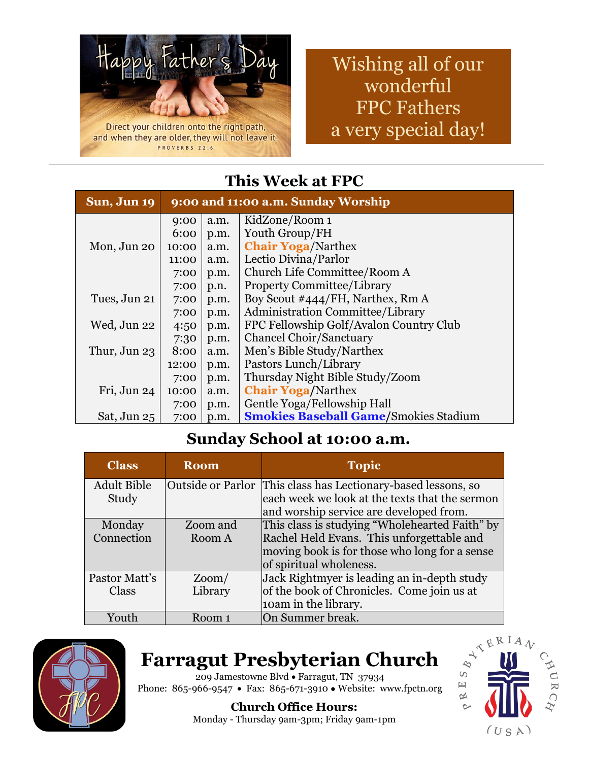Happy Father's Day

Direct your children onto the right path, and when they are older, they will not leave it.
PROVERBS 22:6

Wishing all of our wonderful FPC Fathers a very special day!

## This Week at FPC

| Sun, Jun 19 | 9:00 and 11:00 a.m. Sunday Worship | | |
|---|---|---|---|
| | 9:00 | a.m. | KidZone/Room 1 |
| | 6:00 | p.m. | Youth Group/FH |
| Mon, Jun 20 | 10:00 | a.m. | **Chair Yoga**/Narthex |
| | 11:00 | a.m. | Lectio Divina/Parlor |
| | 7:00 | p.m. | Church Life Committee/Room A |
| | 7:00 | p.n. | Property Committee/Library |
| Tues, Jun 21 | 7:00 | p.m. | Boy Scout #444/FH, Narthex, Rm A |
| | 7:00 | p.m. | Administration Committee/Library |
| Wed, Jun 22 | 4:50 | p.m. | FPC Fellowship Golf/Avalon Country Club |
| | 7:30 | p.m. | Chancel Choir/Sanctuary |
| Thur, Jun 23 | 8:00 | a.m. | Men's Bible Study/Narthex |
| | 12:00 | p.m. | Pastors Lunch/Library |
| | 7:00 | p.m. | Thursday Night Bible Study/Zoom |
| Fri, Jun 24 | 10:00 | a.m. | **Chair Yoga**/Narthex |
| | 7:00 | p.m. | Gentle Yoga/Fellowship Hall |
| Sat, Jun 25 | 7:00 | p.m. | **Smokies Baseball Game**/Smokies Stadium |

## Sunday School at 10:00 a.m.

| Class | Room | Topic |
|---|---|---|
| Adult Bible Study | Outside or Parlor | This class has Lectionary-based lessons, so each week we look at the texts that the sermon and worship service are developed from. |
| Monday Connection | Zoom and Room A | This class is studying "Wholehearted Faith" by Rachel Held Evans. This unforgettable and moving book is for those who long for a sense of spiritual wholeness. |
| Pastor Matt's Class | Zoom/ Library | Jack Rightmyer is leading an in-depth study of the book of Chronicles. Come join us at 10am in the library. |
| Youth | Room 1 | On Summer break. |

# Farragut Presbyterian Church

209 Jamestowne Blvd • Farragut, TN 37934
Phone: 865-966-9547 • Fax: 865-671-3910 • Website: www.fpctn.org

**Church Office Hours:**
Monday - Thursday 9am-3pm; Friday 9am-1pm

PRESBYTERIAN CHURCH (USA)